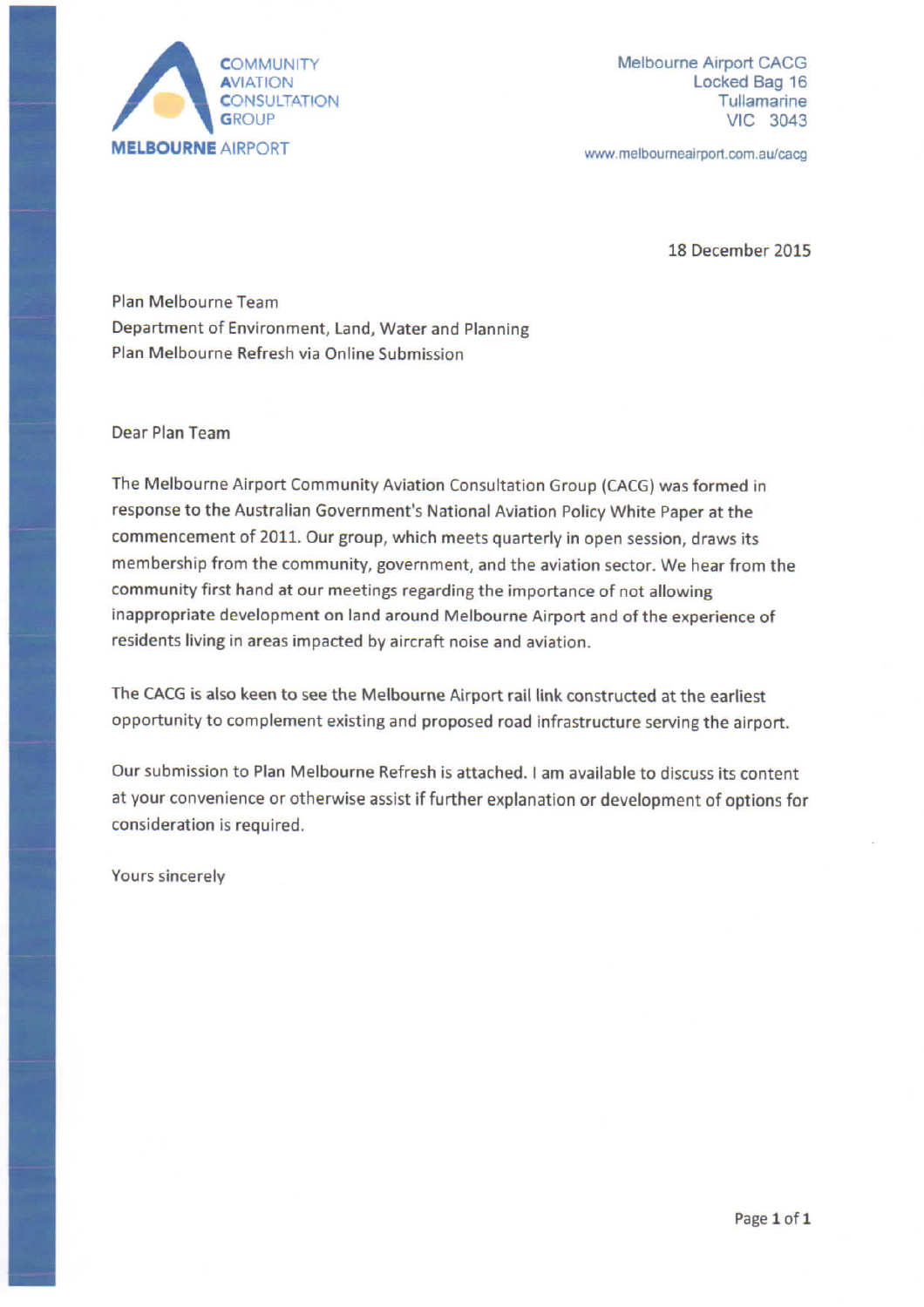COMMUNITY
AVIATION
CONSULTATION
GROUP

MELBOURNE AIRPORT

Melbourne Airport CACG
Locked Bag 16
Tullamarine
VIC 3043

www.melbourneairport.com.au/cacg

18 December 2015

Plan Melbourne Team
Department of Environment, Land, Water and Planning
Plan Melbourne Refresh via Online Submission

Dear Plan Team

The Melbourne Airport Community Aviation Consultation Group (CACG) was formed in response to the Australian Government's National Aviation Policy White Paper at the commencement of 2011. Our group, which meets quarterly in open session, draws its membership from the community, government, and the aviation sector. We hear from the community first hand at our meetings regarding the importance of not allowing inappropriate development on land around Melbourne Airport and of the experience of residents living in areas impacted by aircraft noise and aviation.

The CACG is also keen to see the Melbourne Airport rail link constructed at the earliest opportunity to complement existing and proposed road infrastructure serving the airport.

Our submission to Plan Melbourne Refresh is attached. I am available to discuss its content at your convenience or otherwise assist if further explanation or development of options for consideration is required.

Yours sincerely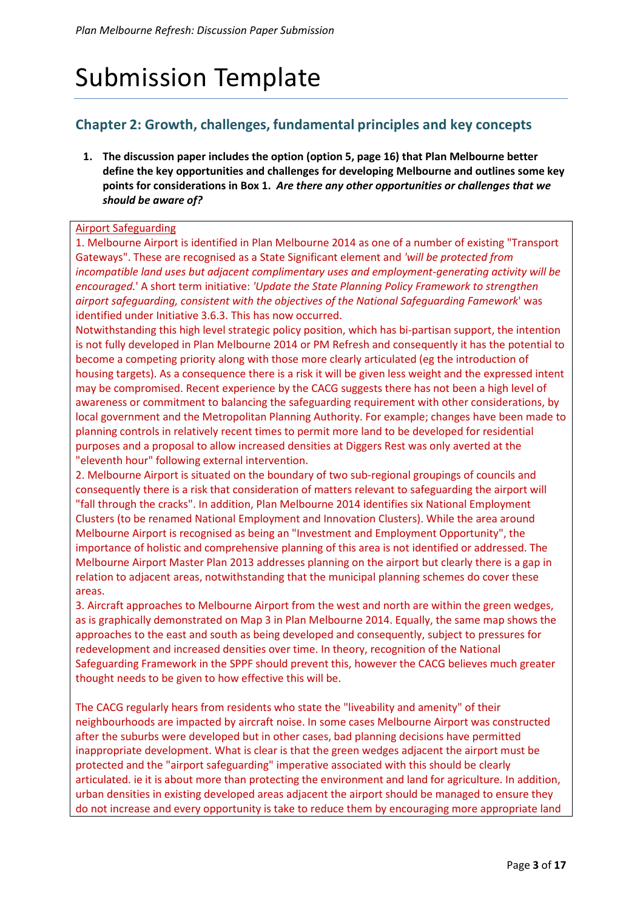# Submission Template

## Chapter 2: Growth, challenges, fundamental principles and key concepts

1. **The discussion paper includes the option (option 5, page 16) that Plan Melbourne better define the key opportunities and challenges for developing Melbourne and outlines some key points for considerations in Box 1.** ***Are there any other opportunities or challenges that we should be aware of?***

Airport Safeguarding

1. Melbourne Airport is identified in Plan Melbourne 2014 as one of a number of existing "Transport Gateways". These are recognised as a State Significant element and *'will be protected from incompatible land uses but adjacent complimentary uses and employment-generating activity will be encouraged.'* A short term initiative: *'Update the State Planning Policy Framework to strengthen airport safeguarding, consistent with the objectives of the National Safeguarding Famework'* was identified under Initiative 3.6.3. This has now occurred.

Notwithstanding this high level strategic policy position, which has bi-partisan support, the intention is not fully developed in Plan Melbourne 2014 or PM Refresh and consequently it has the potential to become a competing priority along with those more clearly articulated (eg the introduction of housing targets). As a consequence there is a risk it will be given less weight and the expressed intent may be compromised. Recent experience by the CACG suggests there has not been a high level of awareness or commitment to balancing the safeguarding requirement with other considerations, by local government and the Metropolitan Planning Authority. For example; changes have been made to planning controls in relatively recent times to permit more land to be developed for residential purposes and a proposal to allow increased densities at Diggers Rest was only averted at the "eleventh hour" following external intervention.

2. Melbourne Airport is situated on the boundary of two sub-regional groupings of councils and consequently there is a risk that consideration of matters relevant to safeguarding the airport will "fall through the cracks". In addition, Plan Melbourne 2014 identifies six National Employment Clusters (to be renamed National Employment and Innovation Clusters). While the area around Melbourne Airport is recognised as being an "Investment and Employment Opportunity", the importance of holistic and comprehensive planning of this area is not identified or addressed. The Melbourne Airport Master Plan 2013 addresses planning on the airport but clearly there is a gap in relation to adjacent areas, notwithstanding that the municipal planning schemes do cover these areas.

3. Aircraft approaches to Melbourne Airport from the west and north are within the green wedges, as is graphically demonstrated on Map 3 in Plan Melbourne 2014. Equally, the same map shows the approaches to the east and south as being developed and consequently, subject to pressures for redevelopment and increased densities over time. In theory, recognition of the National Safeguarding Framework in the SPPF should prevent this, however the CACG believes much greater thought needs to be given to how effective this will be.

The CACG regularly hears from residents who state the "liveability and amenity" of their neighbourhoods are impacted by aircraft noise. In some cases Melbourne Airport was constructed after the suburbs were developed but in other cases, bad planning decisions have permitted inappropriate development. What is clear is that the green wedges adjacent the airport must be protected and the "airport safeguarding" imperative associated with this should be clearly articulated. ie it is about more than protecting the environment and land for agriculture. In addition, urban densities in existing developed areas adjacent the airport should be managed to ensure they do not increase and every opportunity is take to reduce them by encouraging more appropriate land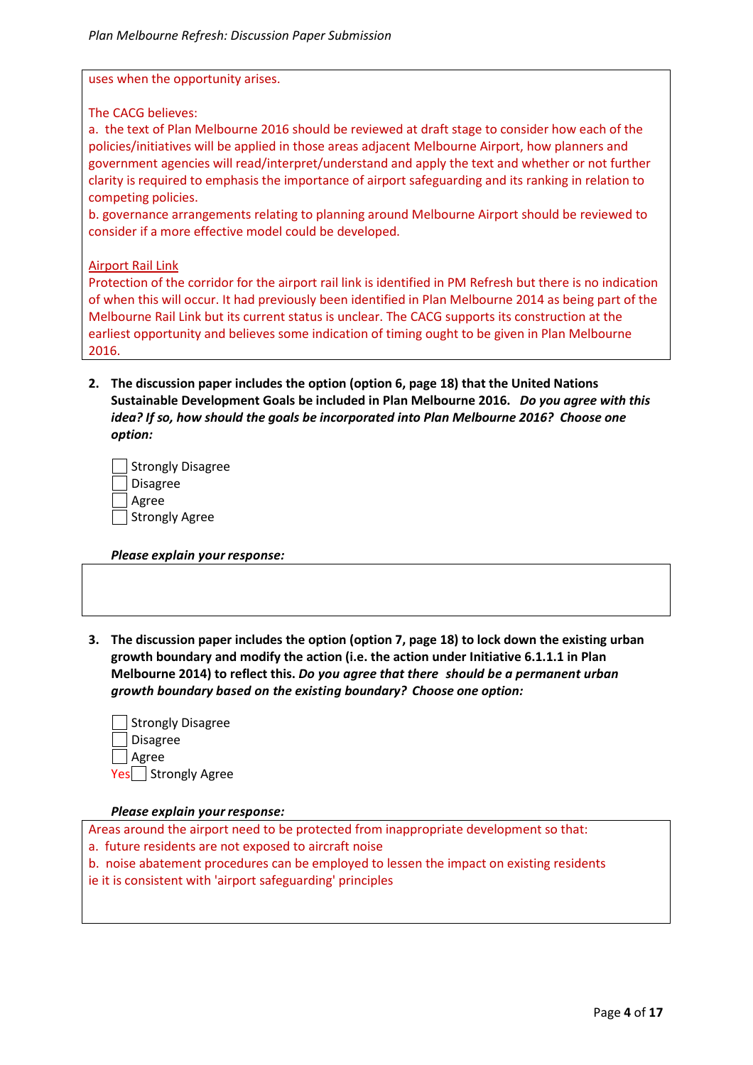uses when the opportunity arises.

The CACG believes:

a. the text of Plan Melbourne 2016 should be reviewed at draft stage to consider how each of the policies/initiatives will be applied in those areas adjacent Melbourne Airport, how planners and government agencies will read/interpret/understand and apply the text and whether or not further clarity is required to emphasis the importance of airport safeguarding and its ranking in relation to competing policies.

b. governance arrangements relating to planning around Melbourne Airport should be reviewed to consider if a more effective model could be developed.

Airport Rail Link

Protection of the corridor for the airport rail link is identified in PM Refresh but there is no indication of when this will occur. It had previously been identified in Plan Melbourne 2014 as being part of the Melbourne Rail Link but its current status is unclear. The CACG supports its construction at the earliest opportunity and believes some indication of timing ought to be given in Plan Melbourne 2016.

**2. The discussion paper includes the option (option 6, page 18) that the United Nations Sustainable Development Goals be included in Plan Melbourne 2016.** ***Do you agree with this idea? If so, how should the goals be incorporated into Plan Melbourne 2016? Choose one option:***

- [ ] Strongly Disagree
- [ ] Disagree
- [ ] Agree
- [ ] Strongly Agree

***Please explain your response:***

**3. The discussion paper includes the option (option 7, page 18) to lock down the existing urban growth boundary and modify the action (i.e. the action under Initiative 6.1.1.1 in Plan Melbourne 2014) to reflect this.** ***Do you agree that there should be a permanent urban growth boundary based on the existing boundary? Choose one option:***

- [ ] Strongly Disagree
- [ ] Disagree
- [ ] Agree
- Yes [ ] Strongly Agree

***Please explain your response:***

Areas around the airport need to be protected from inappropriate development so that:

a. future residents are not exposed to aircraft noise

b. noise abatement procedures can be employed to lessen the impact on existing residents

ie it is consistent with 'airport safeguarding' principles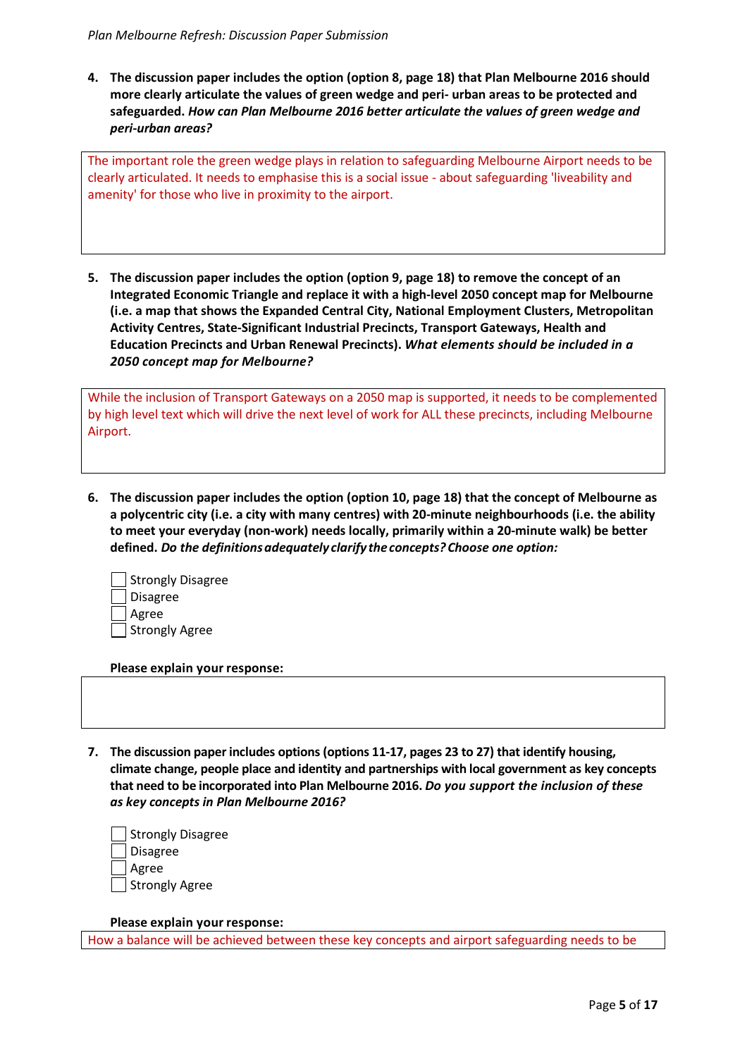4. **The discussion paper includes the option (option 8, page 18) that Plan Melbourne 2016 should more clearly articulate the values of green wedge and peri- urban areas to be protected and safeguarded.** ***How can Plan Melbourne 2016 better articulate the values of green wedge and peri-urban areas?***

The important role the green wedge plays in relation to safeguarding Melbourne Airport needs to be clearly articulated. It needs to emphasise this is a social issue - about safeguarding 'liveability and amenity' for those who live in proximity to the airport.

5. **The discussion paper includes the option (option 9, page 18) to remove the concept of an Integrated Economic Triangle and replace it with a high-level 2050 concept map for Melbourne (i.e. a map that shows the Expanded Central City, National Employment Clusters, Metropolitan Activity Centres, State-Significant Industrial Precincts, Transport Gateways, Health and Education Precincts and Urban Renewal Precincts).** ***What elements should be included in a 2050 concept map for Melbourne?***

While the inclusion of Transport Gateways on a 2050 map is supported, it needs to be complemented by high level text which will drive the next level of work for ALL these precincts, including Melbourne Airport.

6. **The discussion paper includes the option (option 10, page 18) that the concept of Melbourne as a polycentric city (i.e. a city with many centres) with 20-minute neighbourhoods (i.e. the ability to meet your everyday (non-work) needs locally, primarily within a 20-minute walk) be better defined.** ***Do the definitions adequately clarify the concepts? Choose one option:***

- [ ] Strongly Disagree
- [ ] Disagree
- [ ] Agree
- [ ] Strongly Agree

**Please explain your response:**

7. **The discussion paper includes options (options 11-17, pages 23 to 27) that identify housing, climate change, people place and identity and partnerships with local government as key concepts that need to be incorporated into Plan Melbourne 2016.** ***Do you support the inclusion of these as key concepts in Plan Melbourne 2016?***

- [ ] Strongly Disagree
- [ ] Disagree
- [ ] Agree
- [ ] Strongly Agree

**Please explain your response:**

How a balance will be achieved between these key concepts and airport safeguarding needs to be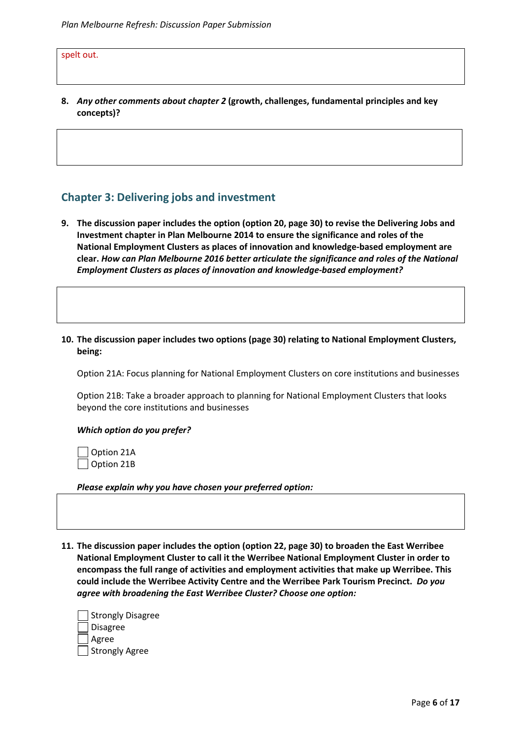spelt out.

8. ***Any other comments about chapter 2* (growth, challenges, fundamental principles and key concepts)?**

## Chapter 3: Delivering jobs and investment

9. **The discussion paper includes the option (option 20, page 30) to revise the Delivering Jobs and Investment chapter in Plan Melbourne 2014 to ensure the significance and roles of the National Employment Clusters as places of innovation and knowledge-based employment are clear. *How can Plan Melbourne 2016 better articulate the significance and roles of the National Employment Clusters as places of innovation and knowledge-based employment?***

10. **The discussion paper includes two options (page 30) relating to National Employment Clusters, being:**

    Option 21A: Focus planning for National Employment Clusters on core institutions and businesses

    Option 21B: Take a broader approach to planning for National Employment Clusters that looks beyond the core institutions and businesses

    ***Which option do you prefer?***

    - [ ] Option 21A
    - [ ] Option 21B

    ***Please explain why you have chosen your preferred option:***

11. **The discussion paper includes the option (option 22, page 30) to broaden the East Werribee National Employment Cluster to call it the Werribee National Employment Cluster in order to encompass the full range of activities and employment activities that make up Werribee. This could include the Werribee Activity Centre and the Werribee Park Tourism Precinct. *Do you agree with broadening the East Werribee Cluster? Choose one option:***

    - [ ] Strongly Disagree
    - [ ] Disagree
    - [ ] Agree
    - [ ] Strongly Agree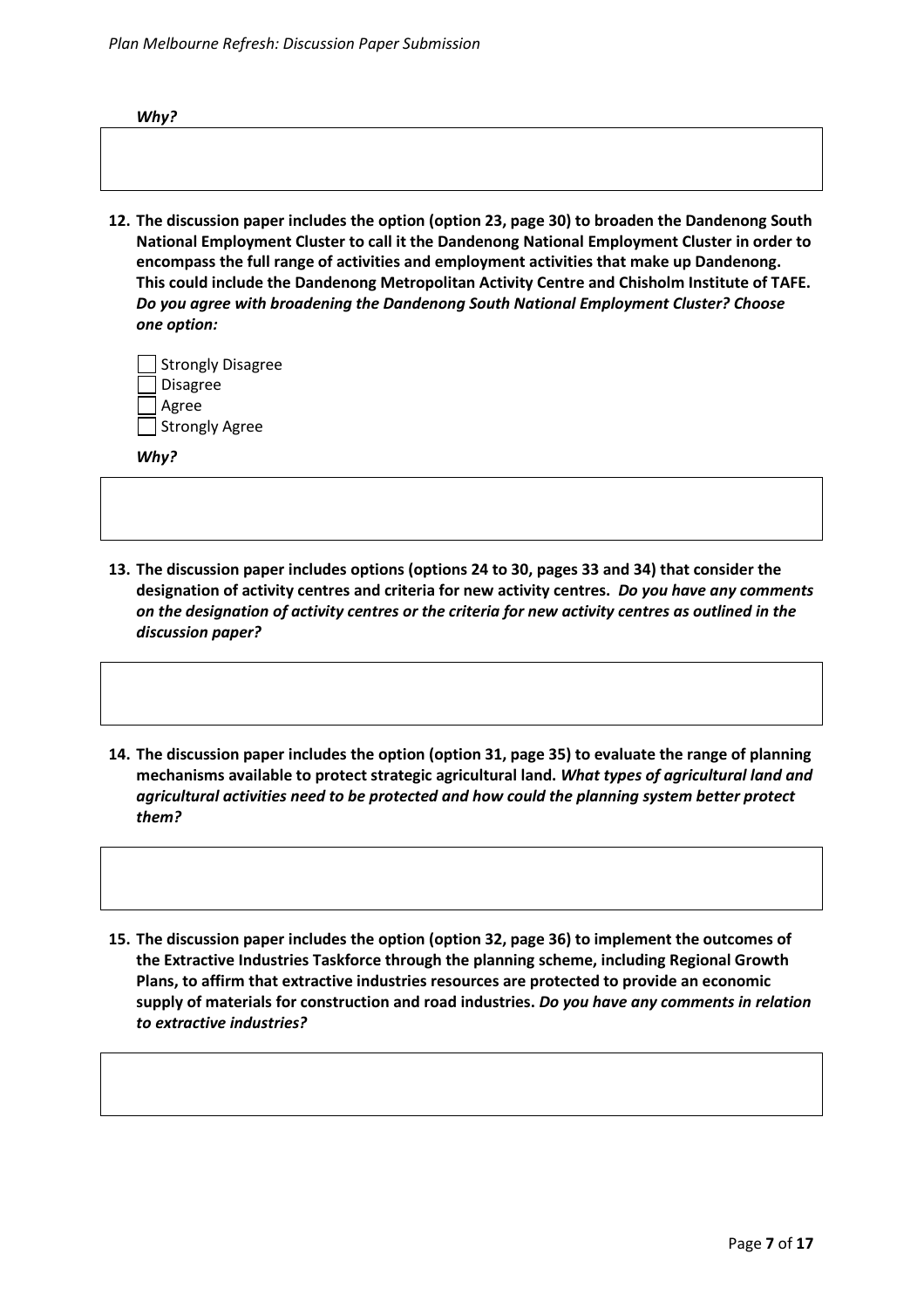***Why?***

12. **The discussion paper includes the option (option 23, page 30) to broaden the Dandenong South National Employment Cluster to call it the Dandenong National Employment Cluster in order to encompass the full range of activities and employment activities that make up Dandenong. This could include the Dandenong Metropolitan Activity Centre and Chisholm Institute of TAFE.** ***Do you agree with broadening the Dandenong South National Employment Cluster? Choose one option:***

- [ ] Strongly Disagree
- [ ] Disagree
- [ ] Agree
- [ ] Strongly Agree

***Why?***

13. **The discussion paper includes options (options 24 to 30, pages 33 and 34) that consider the designation of activity centres and criteria for new activity centres.** ***Do you have any comments on the designation of activity centres or the criteria for new activity centres as outlined in the discussion paper?***

14. **The discussion paper includes the option (option 31, page 35) to evaluate the range of planning mechanisms available to protect strategic agricultural land.** ***What types of agricultural land and agricultural activities need to be protected and how could the planning system better protect them?***

15. **The discussion paper includes the option (option 32, page 36) to implement the outcomes of the Extractive Industries Taskforce through the planning scheme, including Regional Growth Plans, to affirm that extractive industries resources are protected to provide an economic supply of materials for construction and road industries.** ***Do you have any comments in relation to extractive industries?***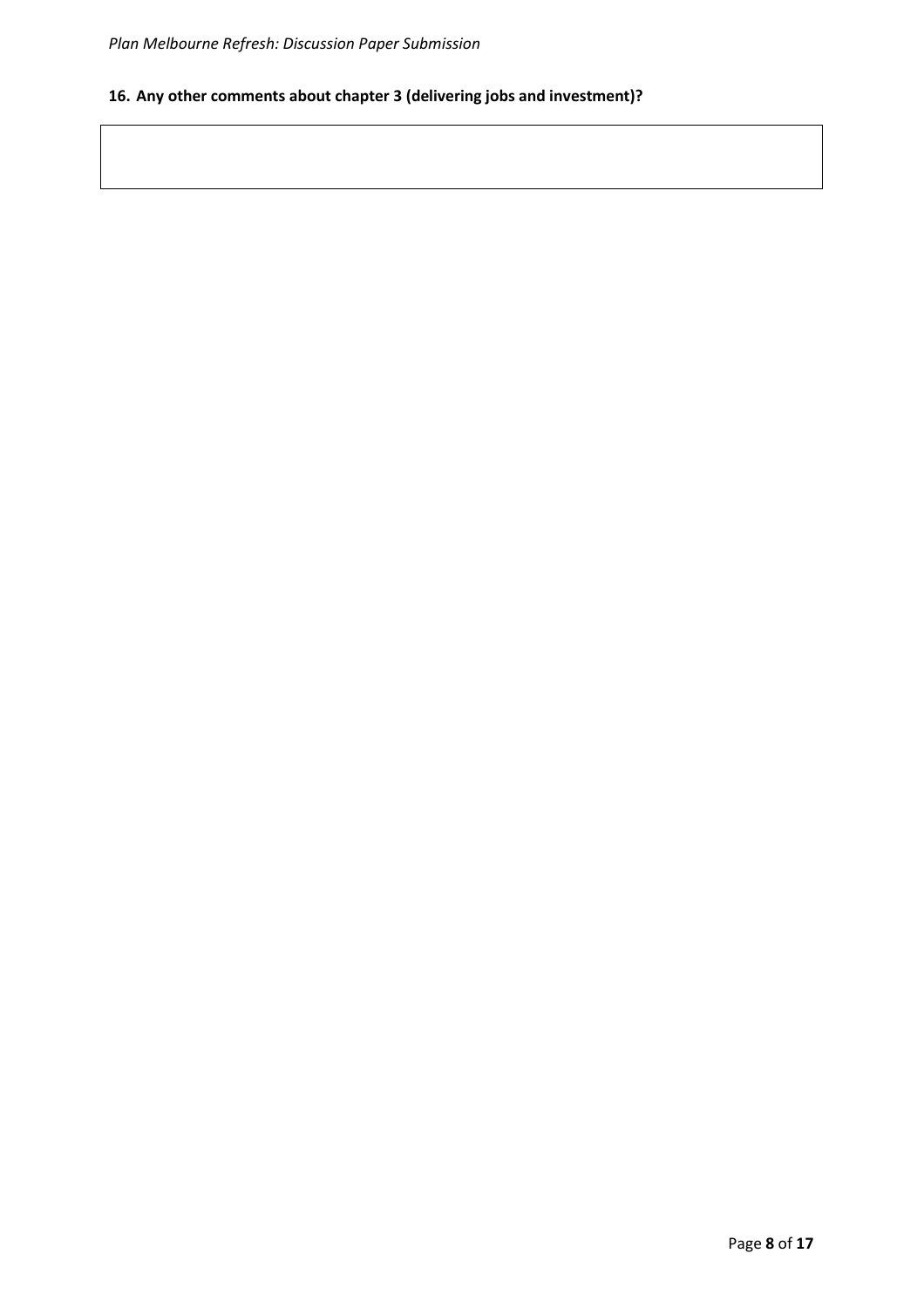**16. Any other comments about chapter 3 (delivering jobs and investment)?**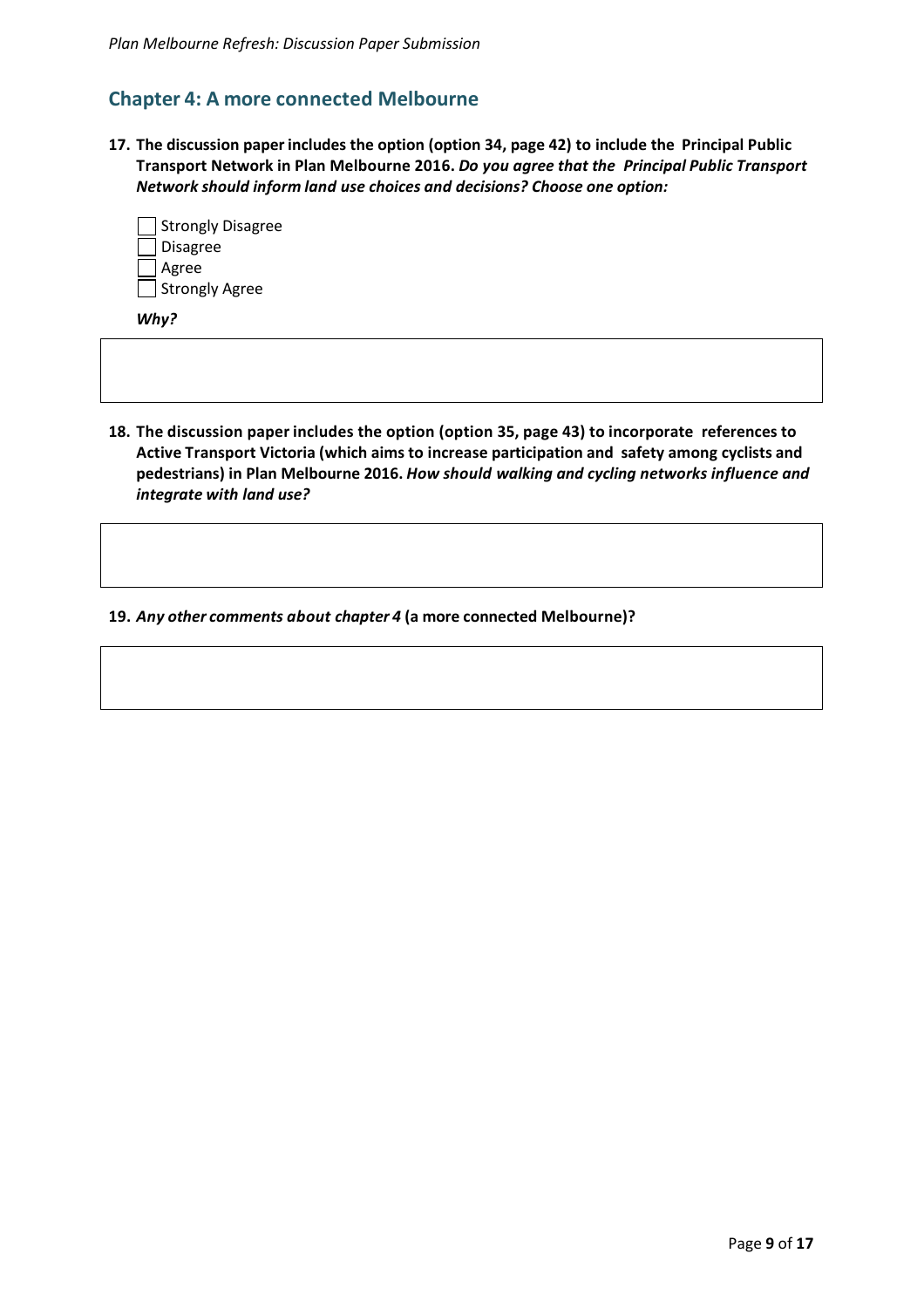## Chapter 4: A more connected Melbourne

**17. The discussion paper includes the option (option 34, page 42) to include the Principal Public Transport Network in Plan Melbourne 2016.** ***Do you agree that the Principal Public Transport Network should inform land use choices and decisions? Choose one option:***

- [ ] Strongly Disagree
- [ ] Disagree
- [ ] Agree
- [ ] Strongly Agree

***Why?***

**18. The discussion paper includes the option (option 35, page 43) to incorporate references to Active Transport Victoria (which aims to increase participation and safety among cyclists and pedestrians) in Plan Melbourne 2016.** ***How should walking and cycling networks influence and integrate with land use?***

**19.** ***Any other comments about chapter 4*** **(a more connected Melbourne)?**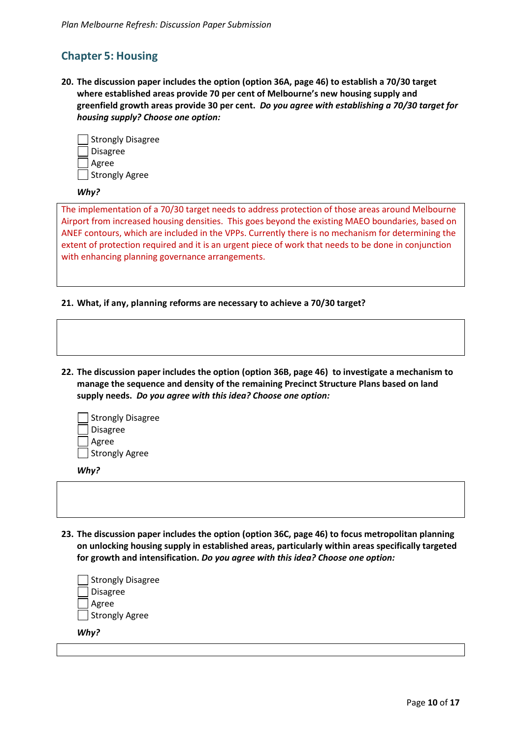## Chapter 5: Housing

**20. The discussion paper includes the option (option 36A, page 46) to establish a 70/30 target where established areas provide 70 per cent of Melbourne's new housing supply and greenfield growth areas provide 30 per cent.** ***Do you agree with establishing a 70/30 target for housing supply? Choose one option:***

- ☐ Strongly Disagree
- ☐ Disagree
- ☐ Agree
- ☐ Strongly Agree

***Why?***

The implementation of a 70/30 target needs to address protection of those areas around Melbourne Airport from increased housing densities. This goes beyond the existing MAEO boundaries, based on ANEF contours, which are included in the VPPs. Currently there is no mechanism for determining the extent of protection required and it is an urgent piece of work that needs to be done in conjunction with enhancing planning governance arrangements.

**21. What, if any, planning reforms are necessary to achieve a 70/30 target?**

**22. The discussion paper includes the option (option 36B, page 46) to investigate a mechanism to manage the sequence and density of the remaining Precinct Structure Plans based on land supply needs.** ***Do you agree with this idea? Choose one option:***

- ☐ Strongly Disagree
- ☐ Disagree
- ☐ Agree
- ☐ Strongly Agree

***Why?***

**23. The discussion paper includes the option (option 36C, page 46) to focus metropolitan planning on unlocking housing supply in established areas, particularly within areas specifically targeted for growth and intensification.** ***Do you agree with this idea? Choose one option:***

- ☐ Strongly Disagree
- ☐ Disagree
- ☐ Agree
- ☐ Strongly Agree

***Why?***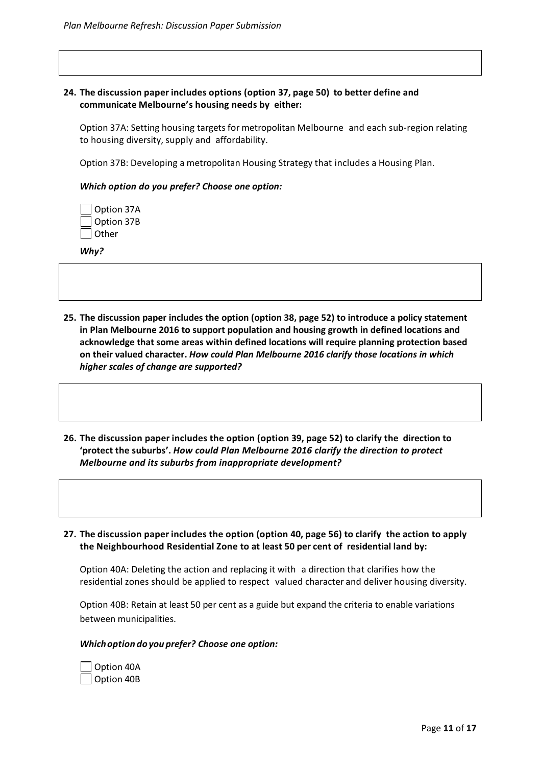**24. The discussion paper includes options (option 37, page 50) to better define and communicate Melbourne's housing needs by either:**

Option 37A: Setting housing targets for metropolitan Melbourne and each sub-region relating to housing diversity, supply and affordability.

Option 37B: Developing a metropolitan Housing Strategy that includes a Housing Plan.

***Which option do you prefer? Choose one option:***

- [ ] Option 37A
- [ ] Option 37B
- [ ] Other

***Why?***

**25. The discussion paper includes the option (option 38, page 52) to introduce a policy statement in Plan Melbourne 2016 to support population and housing growth in defined locations and acknowledge that some areas within defined locations will require planning protection based on their valued character. *How could Plan Melbourne 2016 clarify those locations in which higher scales of change are supported?***

**26. The discussion paper includes the option (option 39, page 52) to clarify the direction to 'protect the suburbs'. *How could Plan Melbourne 2016 clarify the direction to protect Melbourne and its suburbs from inappropriate development?***

**27. The discussion paper includes the option (option 40, page 56) to clarify the action to apply the Neighbourhood Residential Zone to at least 50 per cent of residential land by:**

Option 40A: Deleting the action and replacing it with a direction that clarifies how the residential zones should be applied to respect valued character and deliver housing diversity.

Option 40B: Retain at least 50 per cent as a guide but expand the criteria to enable variations between municipalities.

***Which option do you prefer? Choose one option:***

- [ ] Option 40A
- [ ] Option 40B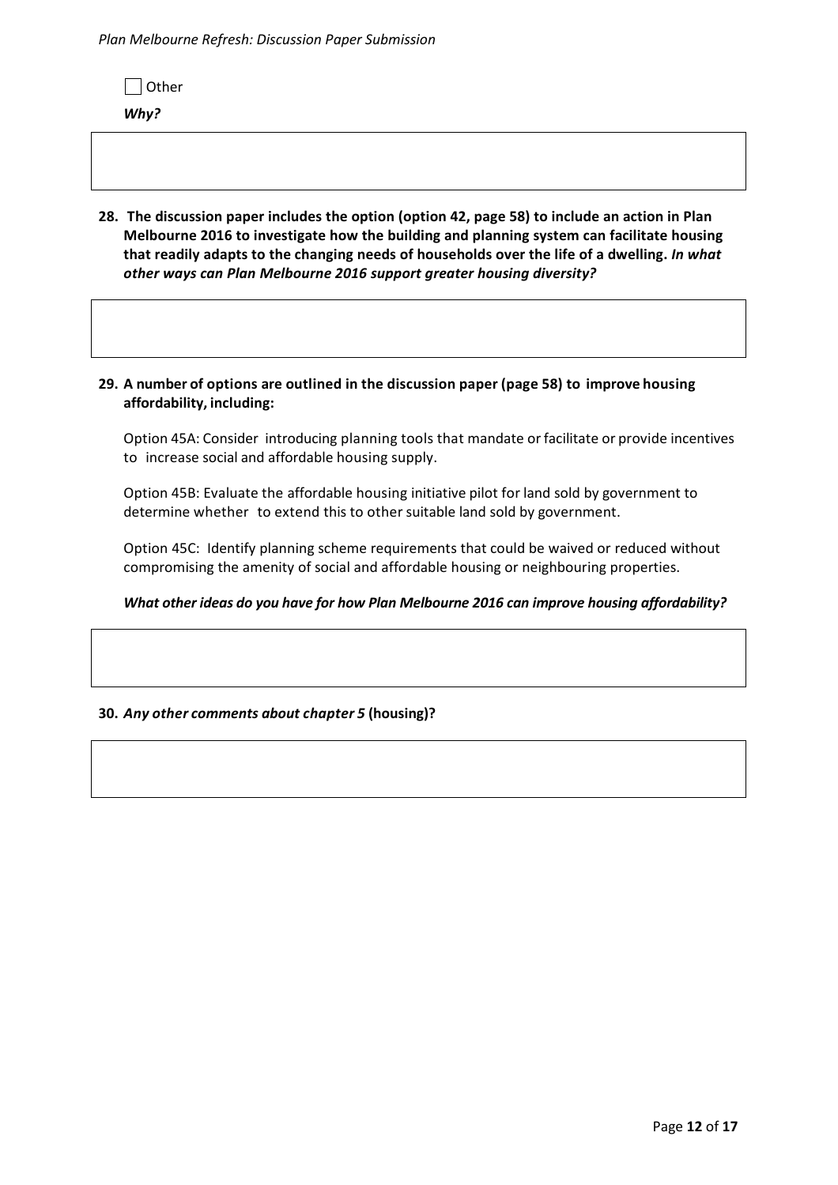☐ Other

***Why?***

**28. The discussion paper includes the option (option 42, page 58) to include an action in Plan Melbourne 2016 to investigate how the building and planning system can facilitate housing that readily adapts to the changing needs of households over the life of a dwelling. *In what other ways can Plan Melbourne 2016 support greater housing diversity?***

**29. A number of options are outlined in the discussion paper (page 58) to improve housing affordability, including:**

Option 45A: Consider introducing planning tools that mandate or facilitate or provide incentives to increase social and affordable housing supply.

Option 45B: Evaluate the affordable housing initiative pilot for land sold by government to determine whether to extend this to other suitable land sold by government.

Option 45C: Identify planning scheme requirements that could be waived or reduced without compromising the amenity of social and affordable housing or neighbouring properties.

***What other ideas do you have for how Plan Melbourne 2016 can improve housing affordability?***

**30. *Any other comments about chapter 5* (housing)?**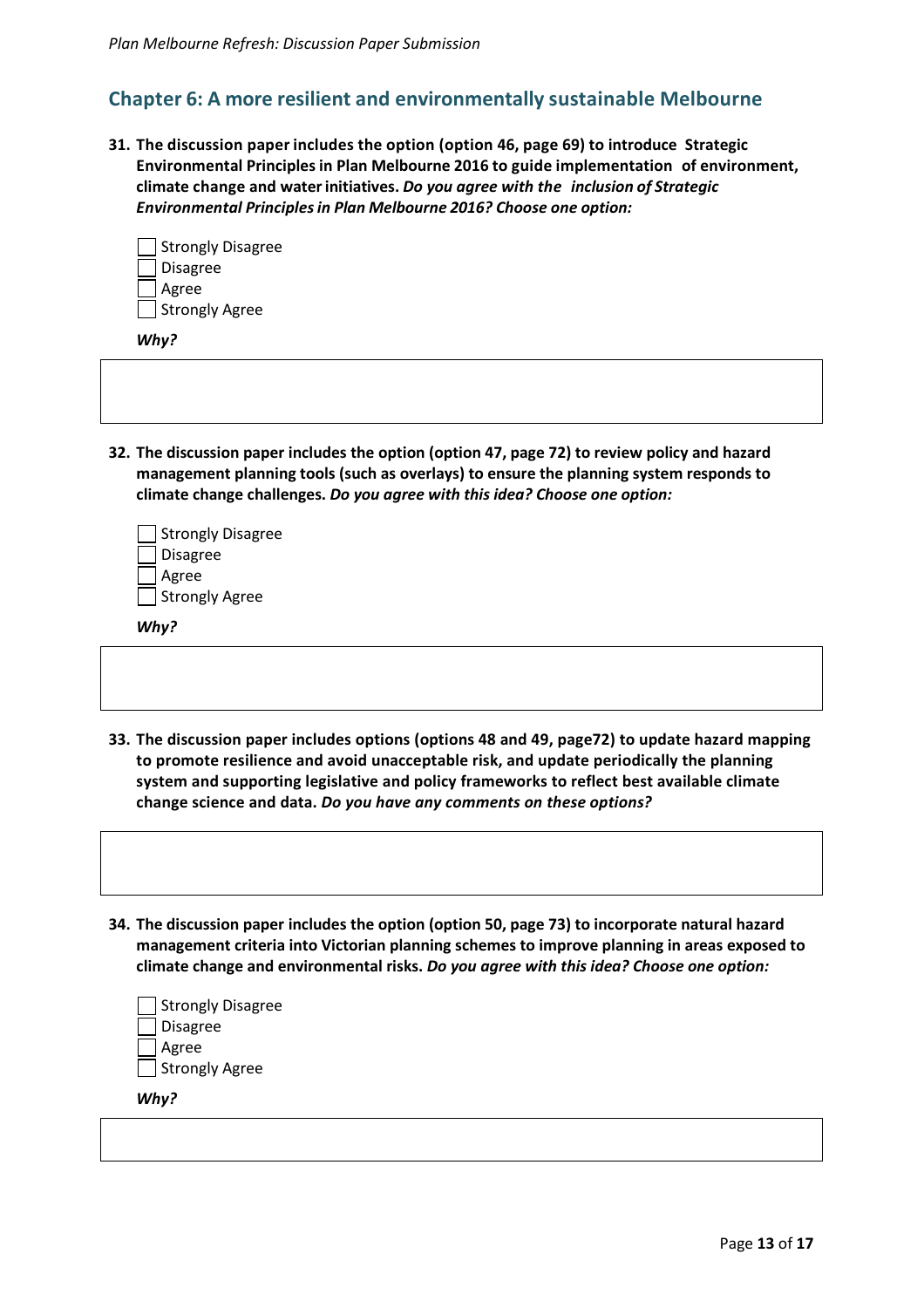## Chapter 6: A more resilient and environmentally sustainable Melbourne

**31. The discussion paper includes the option (option 46, page 69) to introduce Strategic Environmental Principles in Plan Melbourne 2016 to guide implementation of environment, climate change and water initiatives.** ***Do you agree with the inclusion of Strategic Environmental Principles in Plan Melbourne 2016? Choose one option:***

- [ ] Strongly Disagree
- [ ] Disagree
- [ ] Agree
- [ ] Strongly Agree

***Why?***

**32. The discussion paper includes the option (option 47, page 72) to review policy and hazard management planning tools (such as overlays) to ensure the planning system responds to climate change challenges.** ***Do you agree with this idea? Choose one option:***

- [ ] Strongly Disagree
- [ ] Disagree
- [ ] Agree
- [ ] Strongly Agree

***Why?***

**33. The discussion paper includes options (options 48 and 49, page72) to update hazard mapping to promote resilience and avoid unacceptable risk, and update periodically the planning system and supporting legislative and policy frameworks to reflect best available climate change science and data.** ***Do you have any comments on these options?***

**34. The discussion paper includes the option (option 50, page 73) to incorporate natural hazard management criteria into Victorian planning schemes to improve planning in areas exposed to climate change and environmental risks.** ***Do you agree with this idea? Choose one option:***

- [ ] Strongly Disagree
- [ ] Disagree
- [ ] Agree
- [ ] Strongly Agree

***Why?***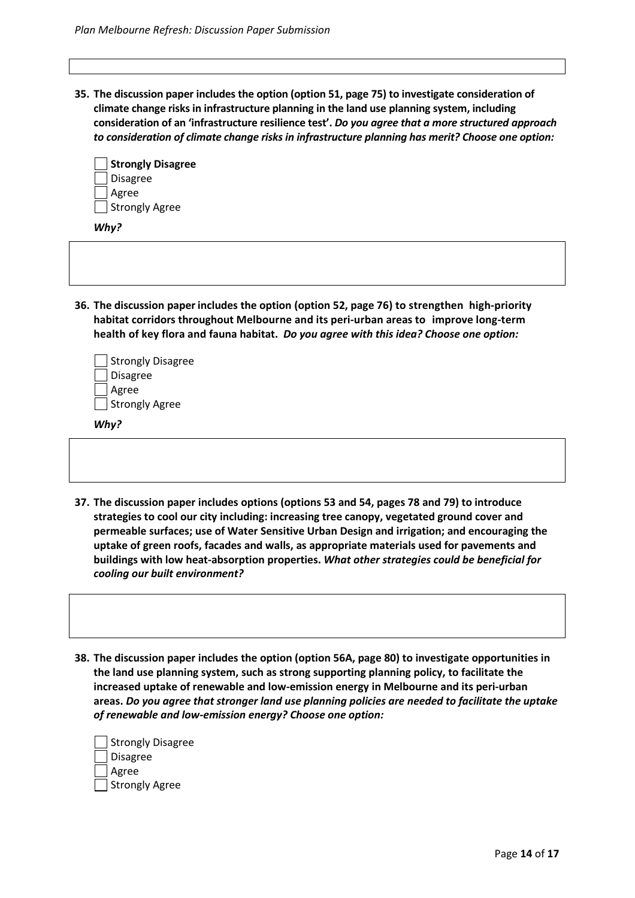**35. The discussion paper includes the option (option 51, page 75) to investigate consideration of climate change risks in infrastructure planning in the land use planning system, including consideration of an 'infrastructure resilience test'.** ***Do you agree that a more structured approach to consideration of climate change risks in infrastructure planning has merit? Choose one option:***

- ☐ **Strongly Disagree**
- ☐ Disagree
- ☐ Agree
- ☐ Strongly Agree

***Why?***

**36. The discussion paper includes the option (option 52, page 76) to strengthen high-priority habitat corridors throughout Melbourne and its peri-urban areas to improve long-term health of key flora and fauna habitat.** ***Do you agree with this idea? Choose one option:***

- ☐ Strongly Disagree
- ☐ Disagree
- ☐ Agree
- ☐ Strongly Agree

***Why?***

**37. The discussion paper includes options (options 53 and 54, pages 78 and 79) to introduce strategies to cool our city including: increasing tree canopy, vegetated ground cover and permeable surfaces; use of Water Sensitive Urban Design and irrigation; and encouraging the uptake of green roofs, facades and walls, as appropriate materials used for pavements and buildings with low heat-absorption properties.** ***What other strategies could be beneficial for cooling our built environment?***

**38. The discussion paper includes the option (option 56A, page 80) to investigate opportunities in the land use planning system, such as strong supporting planning policy, to facilitate the increased uptake of renewable and low-emission energy in Melbourne and its peri-urban areas.** ***Do you agree that stronger land use planning policies are needed to facilitate the uptake of renewable and low-emission energy? Choose one option:***

- ☐ Strongly Disagree
- ☐ Disagree
- ☐ Agree
- ☐ Strongly Agree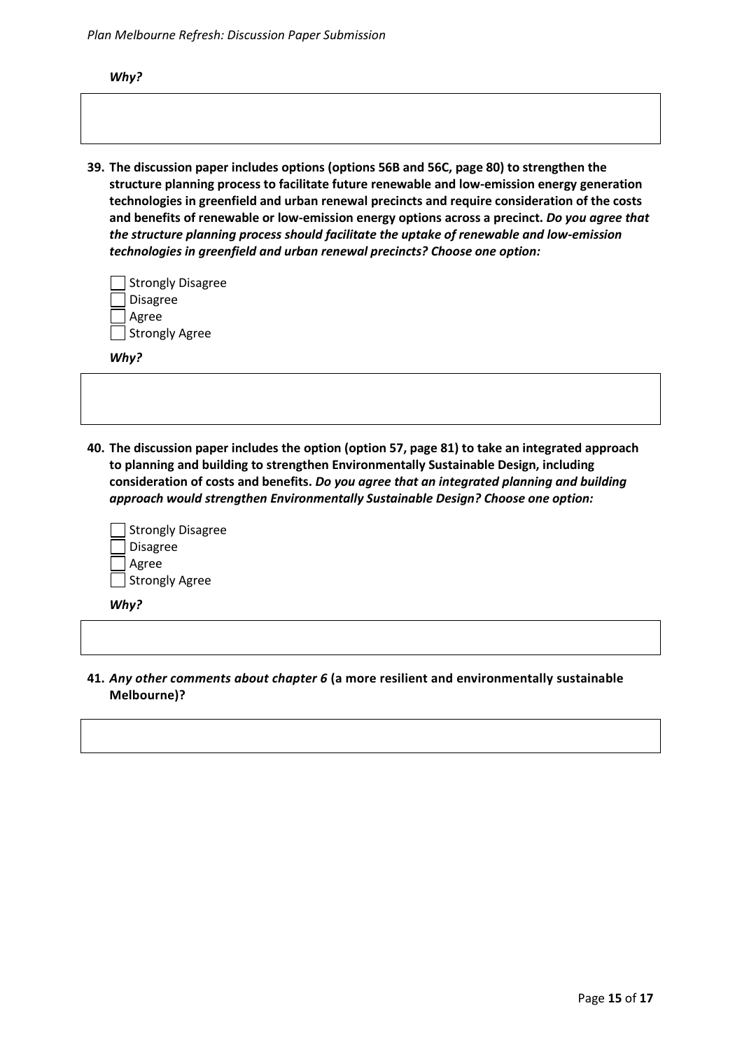***Why?***

39. **The discussion paper includes options (options 56B and 56C, page 80) to strengthen the structure planning process to facilitate future renewable and low-emission energy generation technologies in greenfield and urban renewal precincts and require consideration of the costs and benefits of renewable or low-emission energy options across a precinct.** ***Do you agree that the structure planning process should facilitate the uptake of renewable and low-emission technologies in greenfield and urban renewal precincts? Choose one option:***

   - [ ] Strongly Disagree
   - [ ] Disagree
   - [ ] Agree
   - [ ] Strongly Agree

   ***Why?***

40. **The discussion paper includes the option (option 57, page 81) to take an integrated approach to planning and building to strengthen Environmentally Sustainable Design, including consideration of costs and benefits.** ***Do you agree that an integrated planning and building approach would strengthen Environmentally Sustainable Design? Choose one option:***

   - [ ] Strongly Disagree
   - [ ] Disagree
   - [ ] Agree
   - [ ] Strongly Agree

   ***Why?***

41. ***Any other comments about chapter 6*** **(a more resilient and environmentally sustainable Melbourne)?**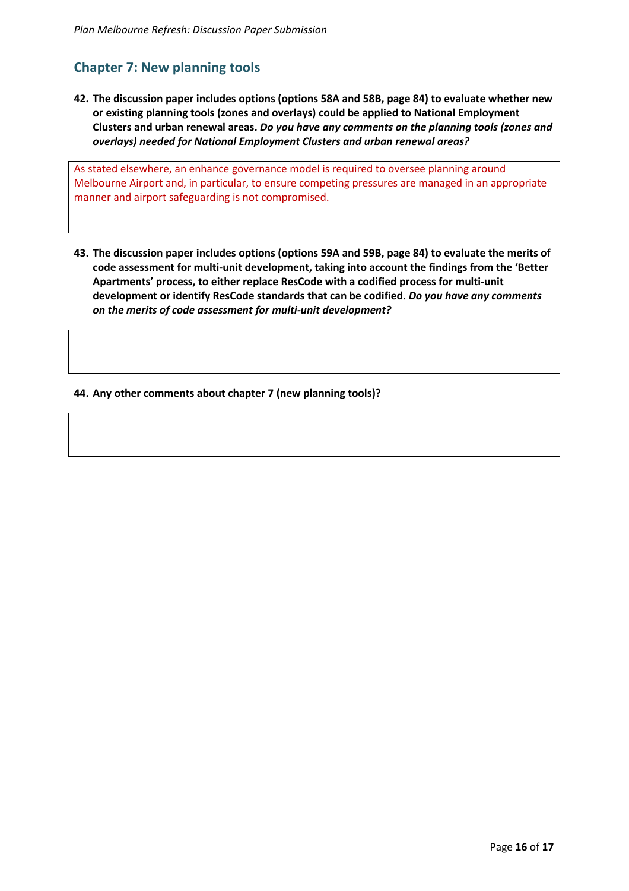## Chapter 7: New planning tools

**42. The discussion paper includes options (options 58A and 58B, page 84) to evaluate whether new or existing planning tools (zones and overlays) could be applied to National Employment Clusters and urban renewal areas.** ***Do you have any comments on the planning tools (zones and overlays) needed for National Employment Clusters and urban renewal areas?***

As stated elsewhere, an enhance governance model is required to oversee planning around Melbourne Airport and, in particular, to ensure competing pressures are managed in an appropriate manner and airport safeguarding is not compromised.

**43. The discussion paper includes options (options 59A and 59B, page 84) to evaluate the merits of code assessment for multi-unit development, taking into account the findings from the 'Better Apartments' process, to either replace ResCode with a codified process for multi-unit development or identify ResCode standards that can be codified.** ***Do you have any comments on the merits of code assessment for multi-unit development?***

**44. Any other comments about chapter 7 (new planning tools)?**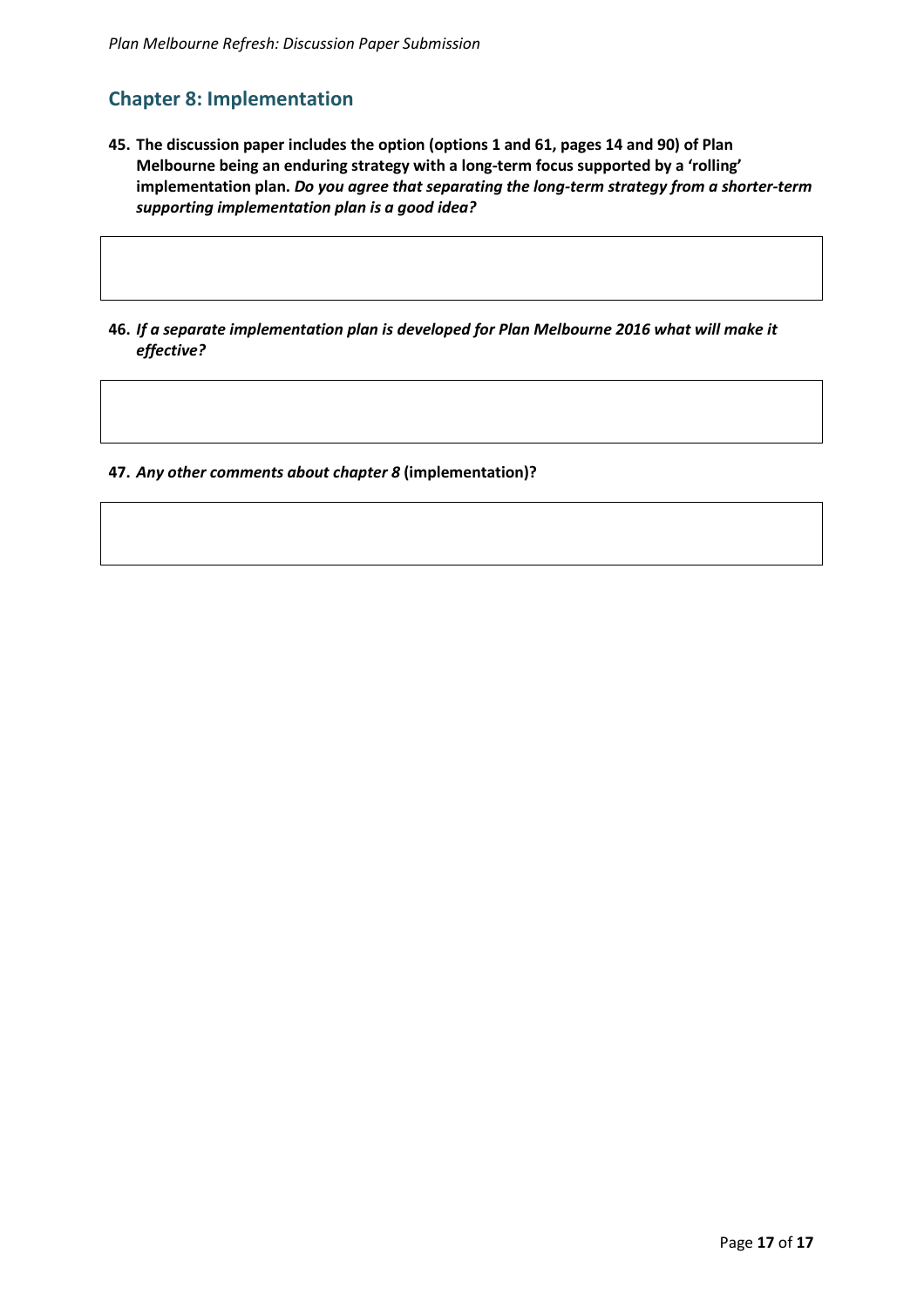## Chapter 8: Implementation

**45. The discussion paper includes the option (options 1 and 61, pages 14 and 90) of Plan Melbourne being an enduring strategy with a long-term focus supported by a 'rolling' implementation plan. *Do you agree that separating the long-term strategy from a shorter-term supporting implementation plan is a good idea?***

**46. *If a separate implementation plan is developed for Plan Melbourne 2016 what will make it effective?***

**47. *Any other comments about chapter 8* (implementation)?**